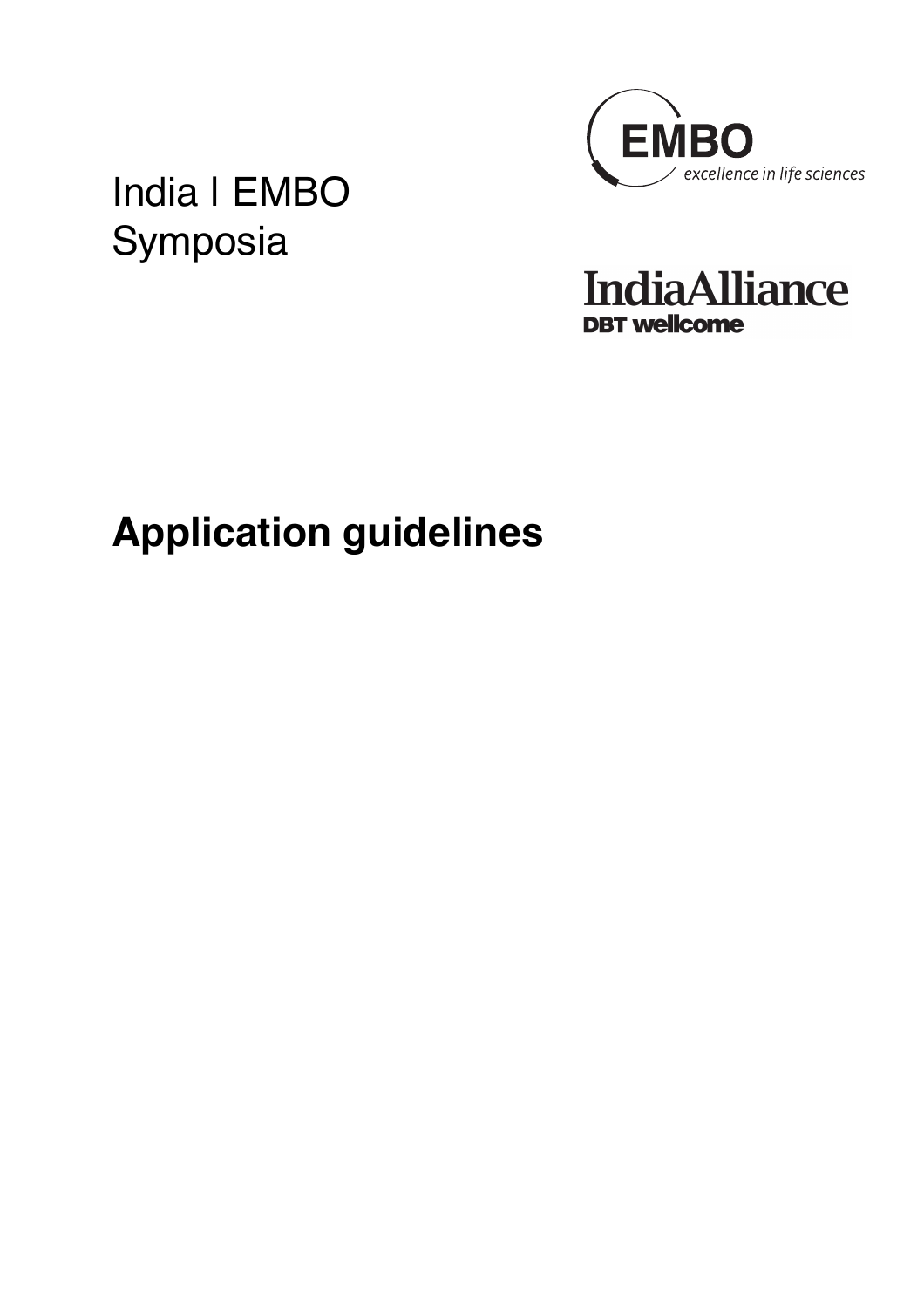India | EMBO Symposia

EMBO excellence in life sciences

IndiaAlliance DBT wellcome

# Application guidelines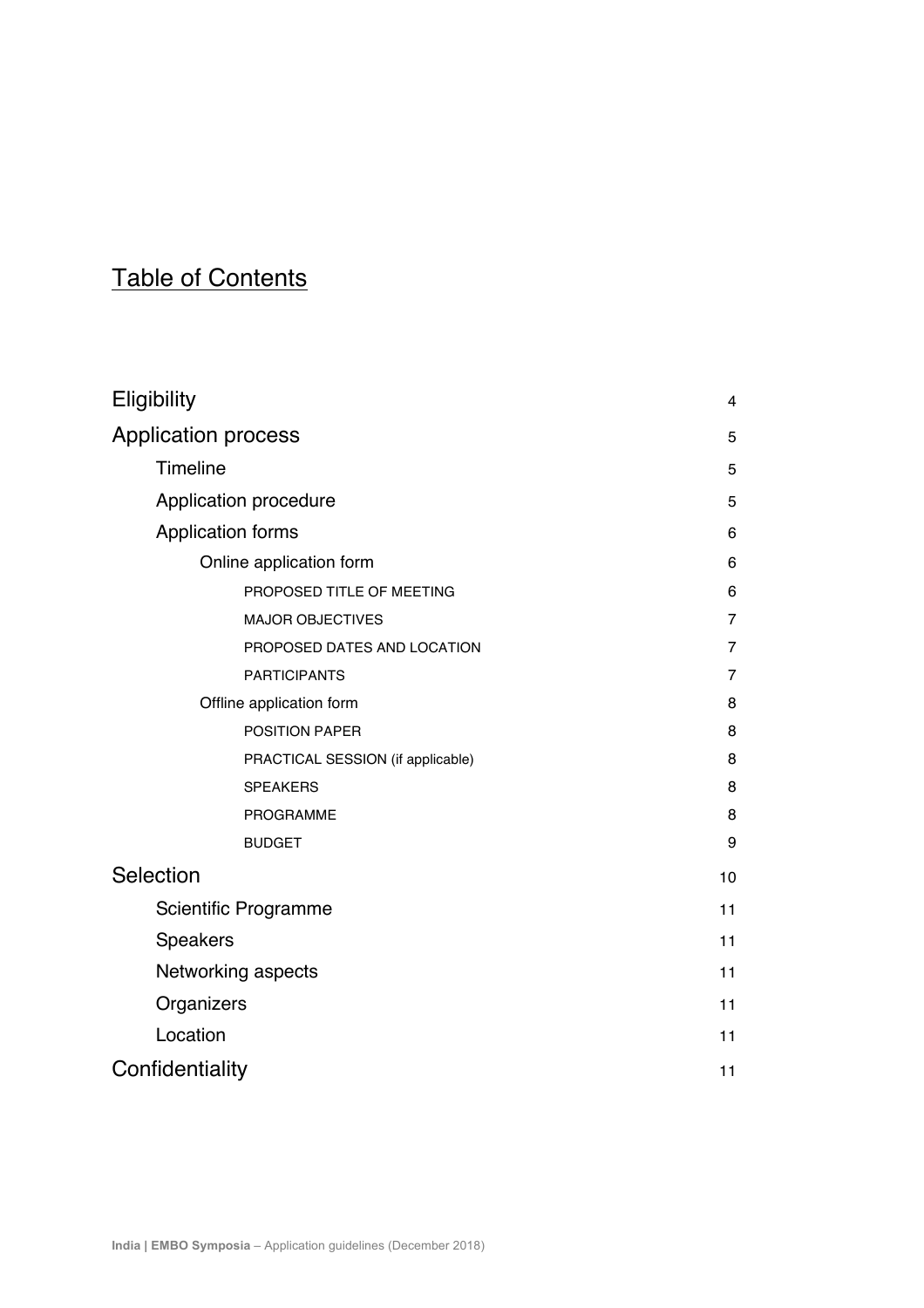# Table of Contents

| | |
|---|---|
| Eligibility | 4 |
| Application process | 5 |
| Timeline | 5 |
| Application procedure | 5 |
| Application forms | 6 |
| Online application form | 6 |
| PROPOSED TITLE OF MEETING | 6 |
| MAJOR OBJECTIVES | 7 |
| PROPOSED DATES AND LOCATION | 7 |
| PARTICIPANTS | 7 |
| Offline application form | 8 |
| POSITION PAPER | 8 |
| PRACTICAL SESSION (if applicable) | 8 |
| SPEAKERS | 8 |
| PROGRAMME | 8 |
| BUDGET | 9 |
| Selection | 10 |
| Scientific Programme | 11 |
| Speakers | 11 |
| Networking aspects | 11 |
| Organizers | 11 |
| Location | 11 |
| Confidentiality | 11 |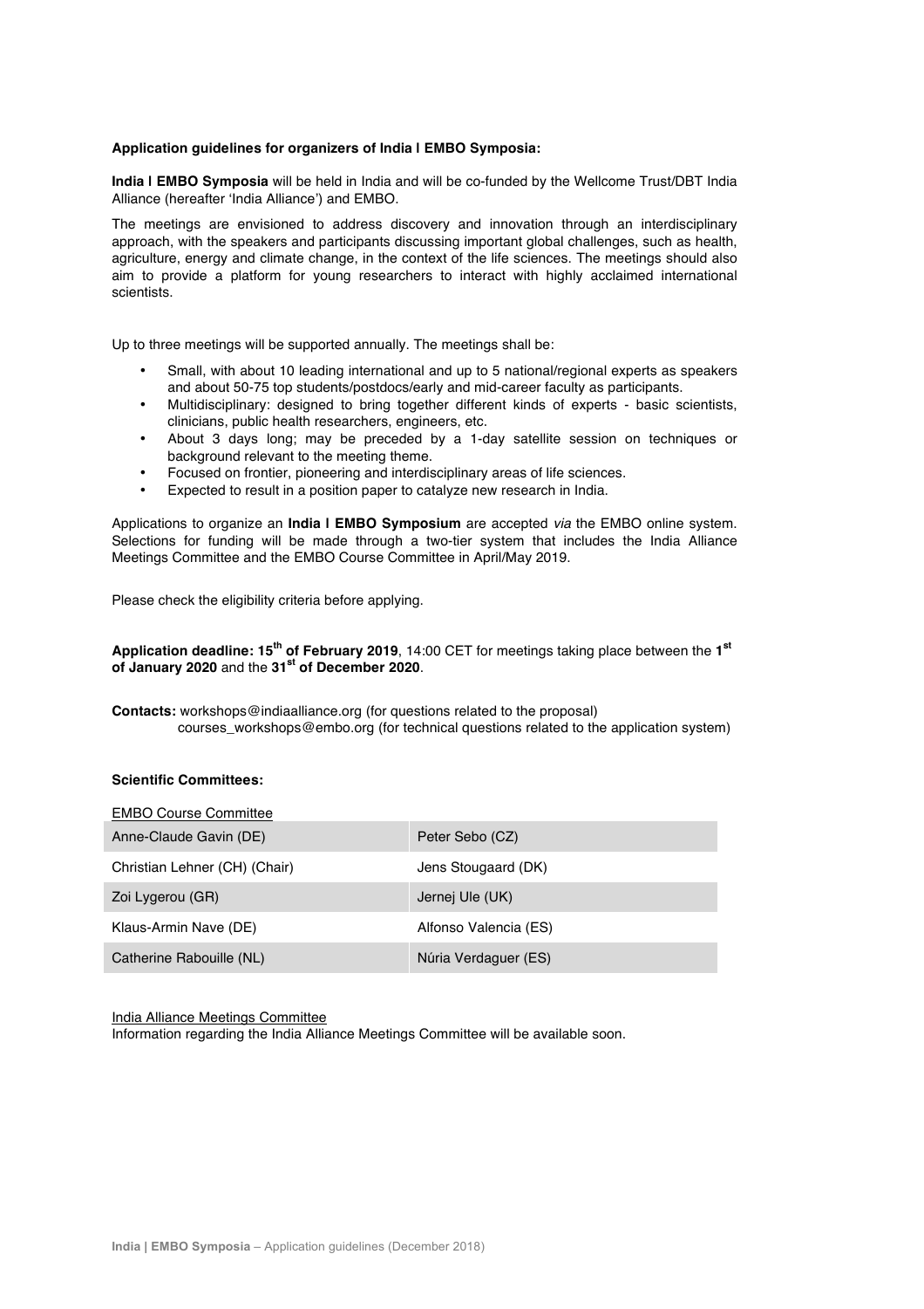**Application guidelines for organizers of India | EMBO Symposia:**

**India | EMBO Symposia** will be held in India and will be co-funded by the Wellcome Trust/DBT India Alliance (hereafter 'India Alliance') and EMBO.

The meetings are envisioned to address discovery and innovation through an interdisciplinary approach, with the speakers and participants discussing important global challenges, such as health, agriculture, energy and climate change, in the context of the life sciences. The meetings should also aim to provide a platform for young researchers to interact with highly acclaimed international scientists.

Up to three meetings will be supported annually. The meetings shall be:

- Small, with about 10 leading international and up to 5 national/regional experts as speakers and about 50-75 top students/postdocs/early and mid-career faculty as participants.
- Multidisciplinary: designed to bring together different kinds of experts - basic scientists, clinicians, public health researchers, engineers, etc.
- About 3 days long; may be preceded by a 1-day satellite session on techniques or background relevant to the meeting theme.
- Focused on frontier, pioneering and interdisciplinary areas of life sciences.
- Expected to result in a position paper to catalyze new research in India.

Applications to organize an **India | EMBO Symposium** are accepted *via* the EMBO online system. Selections for funding will be made through a two-tier system that includes the India Alliance Meetings Committee and the EMBO Course Committee in April/May 2019.

Please check the eligibility criteria before applying.

**Application deadline: 15th of February 2019**, 14:00 CET for meetings taking place between the **1st of January 2020** and the **31st of December 2020**.

**Contacts:** workshops@indiaalliance.org (for questions related to the proposal)
courses_workshops@embo.org (for technical questions related to the application system)

**Scientific Committees:**

EMBO Course Committee

| | |
|---|---|
| Anne-Claude Gavin (DE) | Peter Sebo (CZ) |
| Christian Lehner (CH) (Chair) | Jens Stougaard (DK) |
| Zoi Lygerou (GR) | Jernej Ule (UK) |
| Klaus-Armin Nave (DE) | Alfonso Valencia (ES) |
| Catherine Rabouille (NL) | Núria Verdaguer (ES) |

India Alliance Meetings Committee

Information regarding the India Alliance Meetings Committee will be available soon.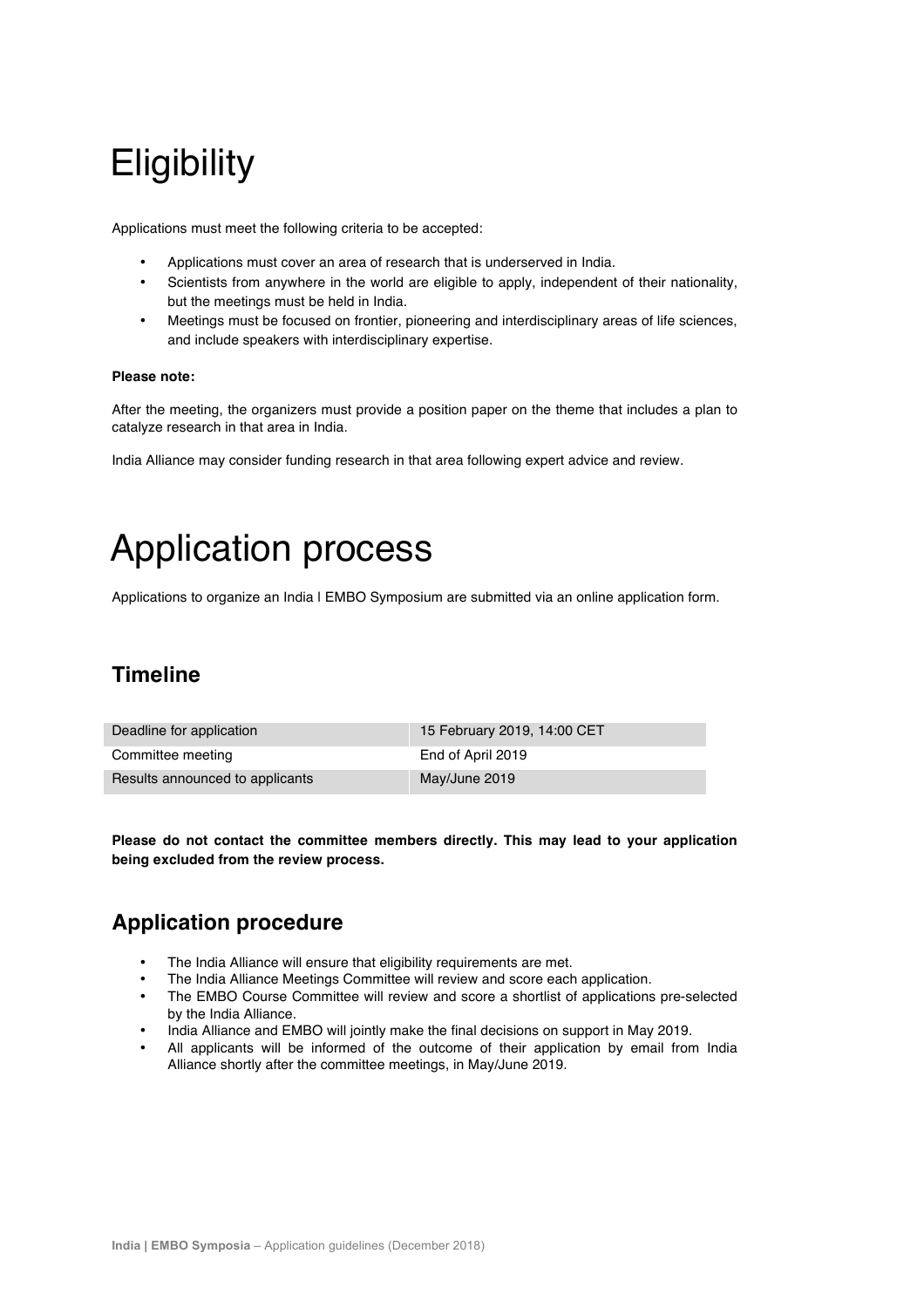# Eligibility

Applications must meet the following criteria to be accepted:

- Applications must cover an area of research that is underserved in India.
- Scientists from anywhere in the world are eligible to apply, independent of their nationality, but the meetings must be held in India.
- Meetings must be focused on frontier, pioneering and interdisciplinary areas of life sciences, and include speakers with interdisciplinary expertise.

**Please note:**

After the meeting, the organizers must provide a position paper on the theme that includes a plan to catalyze research in that area in India.

India Alliance may consider funding research in that area following expert advice and review.

# Application process

Applications to organize an India | EMBO Symposium are submitted via an online application form.

## Timeline

| | |
|---|---|
| Deadline for application | 15 February 2019, 14:00 CET |
| Committee meeting | End of April 2019 |
| Results announced to applicants | May/June 2019 |

**Please do not contact the committee members directly. This may lead to your application being excluded from the review process.**

## Application procedure

- The India Alliance will ensure that eligibility requirements are met.
- The India Alliance Meetings Committee will review and score each application.
- The EMBO Course Committee will review and score a shortlist of applications pre-selected by the India Alliance.
- India Alliance and EMBO will jointly make the final decisions on support in May 2019.
- All applicants will be informed of the outcome of their application by email from India Alliance shortly after the committee meetings, in May/June 2019.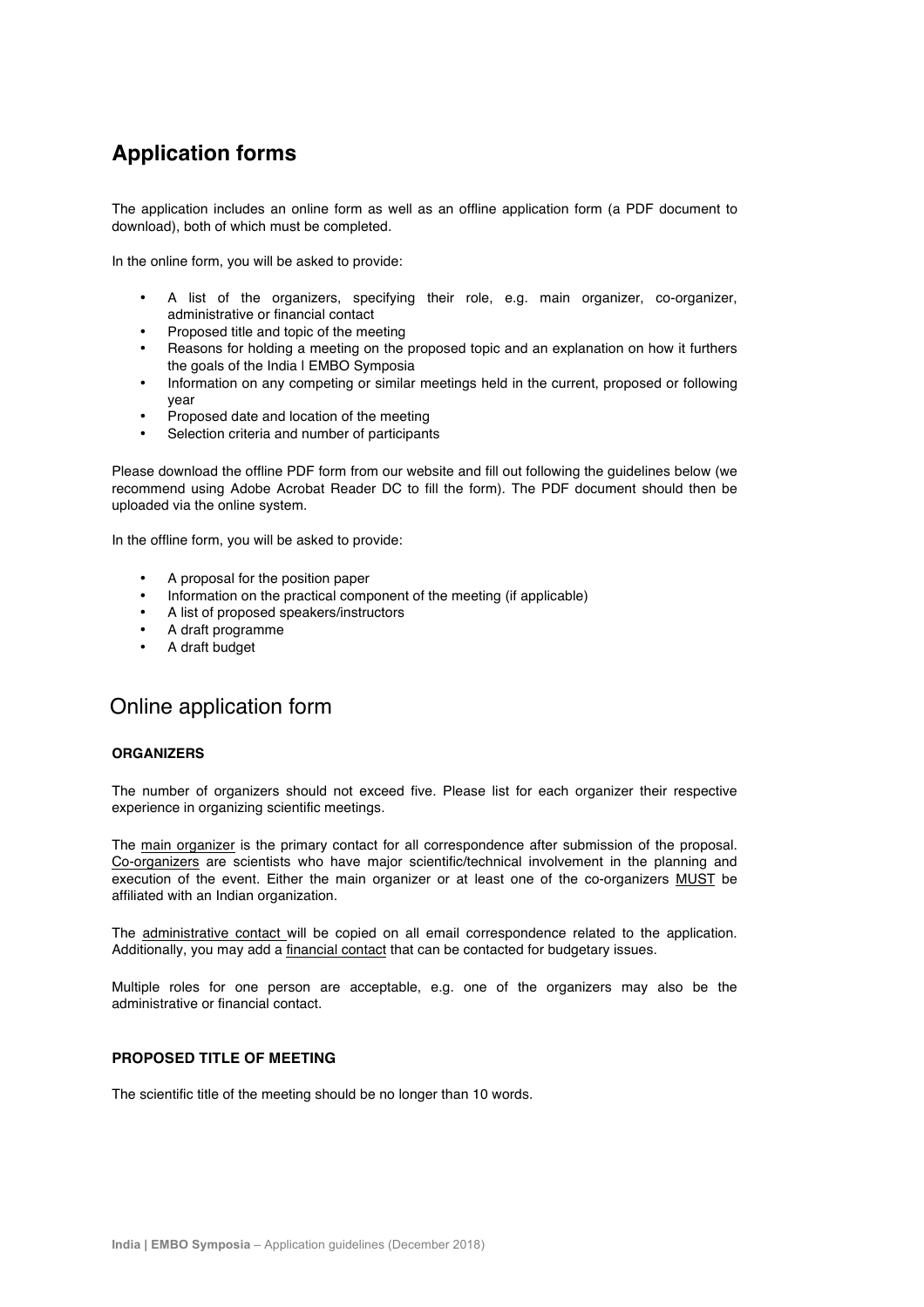## Application forms

The application includes an online form as well as an offline application form (a PDF document to download), both of which must be completed.

In the online form, you will be asked to provide:

- A list of the organizers, specifying their role, e.g. main organizer, co-organizer, administrative or financial contact
- Proposed title and topic of the meeting
- Reasons for holding a meeting on the proposed topic and an explanation on how it furthers the goals of the India | EMBO Symposia
- Information on any competing or similar meetings held in the current, proposed or following year
- Proposed date and location of the meeting
- Selection criteria and number of participants

Please download the offline PDF form from our website and fill out following the guidelines below (we recommend using Adobe Acrobat Reader DC to fill the form). The PDF document should then be uploaded via the online system.

In the offline form, you will be asked to provide:

- A proposal for the position paper
- Information on the practical component of the meeting (if applicable)
- A list of proposed speakers/instructors
- A draft programme
- A draft budget

## Online application form

#### ORGANIZERS

The number of organizers should not exceed five. Please list for each organizer their respective experience in organizing scientific meetings.

The main organizer is the primary contact for all correspondence after submission of the proposal. Co-organizers are scientists who have major scientific/technical involvement in the planning and execution of the event. Either the main organizer or at least one of the co-organizers MUST be affiliated with an Indian organization.

The administrative contact will be copied on all email correspondence related to the application. Additionally, you may add a financial contact that can be contacted for budgetary issues.

Multiple roles for one person are acceptable, e.g. one of the organizers may also be the administrative or financial contact.

#### PROPOSED TITLE OF MEETING

The scientific title of the meeting should be no longer than 10 words.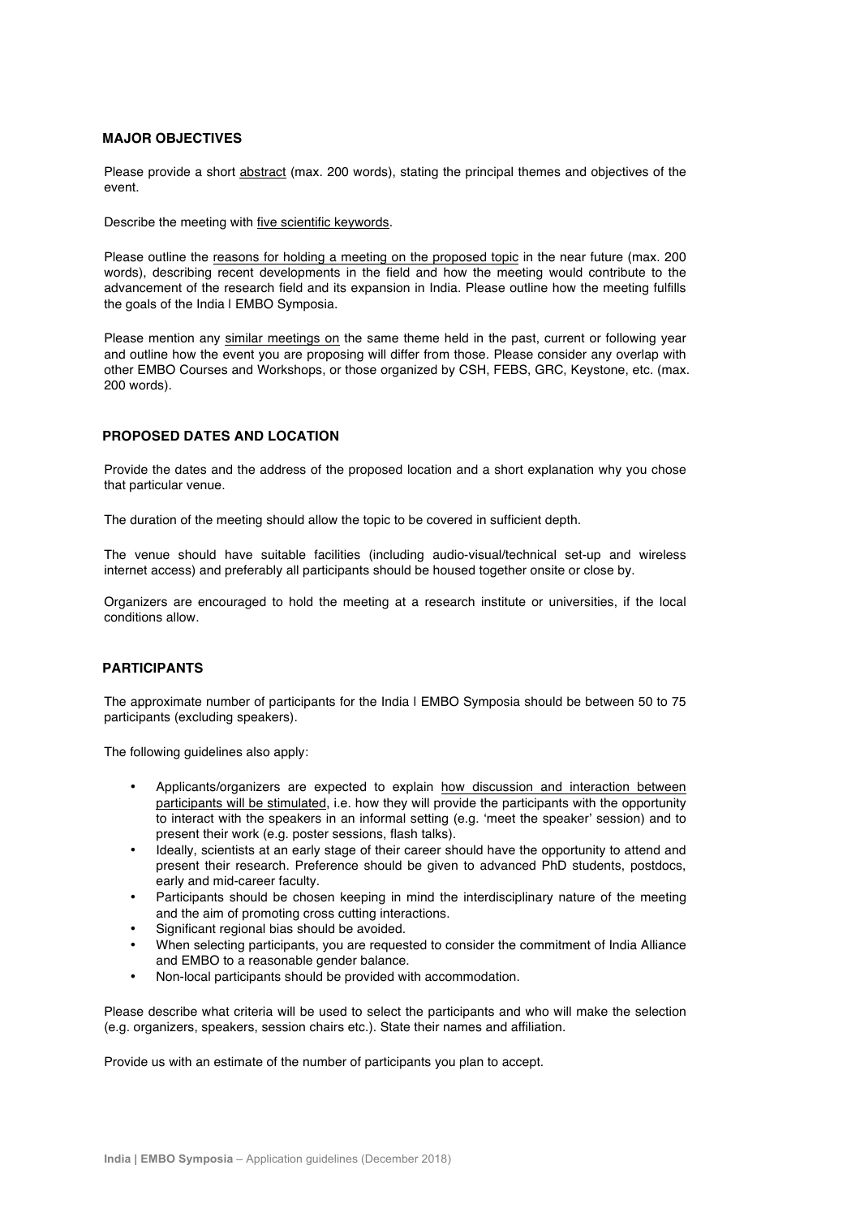## MAJOR OBJECTIVES

Please provide a short <u>abstract</u> (max. 200 words), stating the principal themes and objectives of the event.

Describe the meeting with <u>five scientific keywords</u>.

Please outline the <u>reasons for holding a meeting on the proposed topic</u> in the near future (max. 200 words), describing recent developments in the field and how the meeting would contribute to the advancement of the research field and its expansion in India. Please outline how the meeting fulfills the goals of the India | EMBO Symposia.

Please mention any <u>similar meetings on</u> the same theme held in the past, current or following year and outline how the event you are proposing will differ from those. Please consider any overlap with other EMBO Courses and Workshops, or those organized by CSH, FEBS, GRC, Keystone, etc. (max. 200 words).

## PROPOSED DATES AND LOCATION

Provide the dates and the address of the proposed location and a short explanation why you chose that particular venue.

The duration of the meeting should allow the topic to be covered in sufficient depth.

The venue should have suitable facilities (including audio-visual/technical set-up and wireless internet access) and preferably all participants should be housed together onsite or close by.

Organizers are encouraged to hold the meeting at a research institute or universities, if the local conditions allow.

## PARTICIPANTS

The approximate number of participants for the India | EMBO Symposia should be between 50 to 75 participants (excluding speakers).

The following guidelines also apply:

- Applicants/organizers are expected to explain <u>how discussion and interaction between participants will be stimulated</u>, i.e. how they will provide the participants with the opportunity to interact with the speakers in an informal setting (e.g. 'meet the speaker' session) and to present their work (e.g. poster sessions, flash talks).
- Ideally, scientists at an early stage of their career should have the opportunity to attend and present their research. Preference should be given to advanced PhD students, postdocs, early and mid-career faculty.
- Participants should be chosen keeping in mind the interdisciplinary nature of the meeting and the aim of promoting cross cutting interactions.
- Significant regional bias should be avoided.
- When selecting participants, you are requested to consider the commitment of India Alliance and EMBO to a reasonable gender balance.
- Non-local participants should be provided with accommodation.

Please describe what criteria will be used to select the participants and who will make the selection (e.g. organizers, speakers, session chairs etc.). State their names and affiliation.

Provide us with an estimate of the number of participants you plan to accept.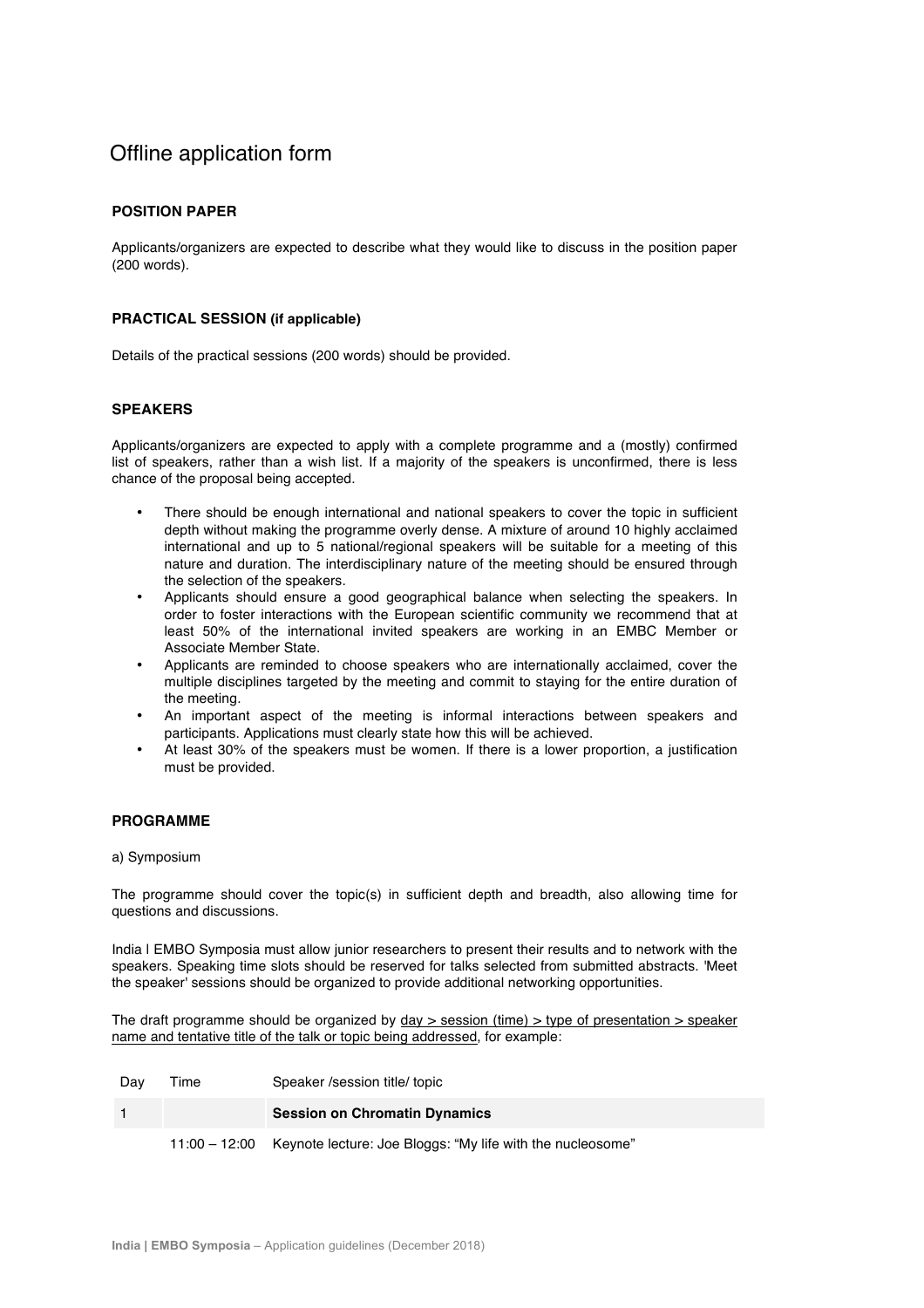# Offline application form

## POSITION PAPER

Applicants/organizers are expected to describe what they would like to discuss in the position paper (200 words).

## PRACTICAL SESSION (if applicable)

Details of the practical sessions (200 words) should be provided.

## SPEAKERS

Applicants/organizers are expected to apply with a complete programme and a (mostly) confirmed list of speakers, rather than a wish list. If a majority of the speakers is unconfirmed, there is less chance of the proposal being accepted.

- There should be enough international and national speakers to cover the topic in sufficient depth without making the programme overly dense. A mixture of around 10 highly acclaimed international and up to 5 national/regional speakers will be suitable for a meeting of this nature and duration. The interdisciplinary nature of the meeting should be ensured through the selection of the speakers.
- Applicants should ensure a good geographical balance when selecting the speakers. In order to foster interactions with the European scientific community we recommend that at least 50% of the international invited speakers are working in an EMBC Member or Associate Member State.
- Applicants are reminded to choose speakers who are internationally acclaimed, cover the multiple disciplines targeted by the meeting and commit to staying for the entire duration of the meeting.
- An important aspect of the meeting is informal interactions between speakers and participants. Applications must clearly state how this will be achieved.
- At least 30% of the speakers must be women. If there is a lower proportion, a justification must be provided.

## PROGRAMME

a) Symposium

The programme should cover the topic(s) in sufficient depth and breadth, also allowing time for questions and discussions.

India | EMBO Symposia must allow junior researchers to present their results and to network with the speakers. Speaking time slots should be reserved for talks selected from submitted abstracts. 'Meet the speaker' sessions should be organized to provide additional networking opportunities.

The draft programme should be organized by day > session (time) > type of presentation > speaker name and tentative title of the talk or topic being addressed, for example:

| Day | Time | Speaker /session title/ topic |
|---|---|---|
| 1 | | **Session on Chromatin Dynamics** |
| | 11:00 – 12:00 | Keynote lecture: Joe Bloggs: “My life with the nucleosome” |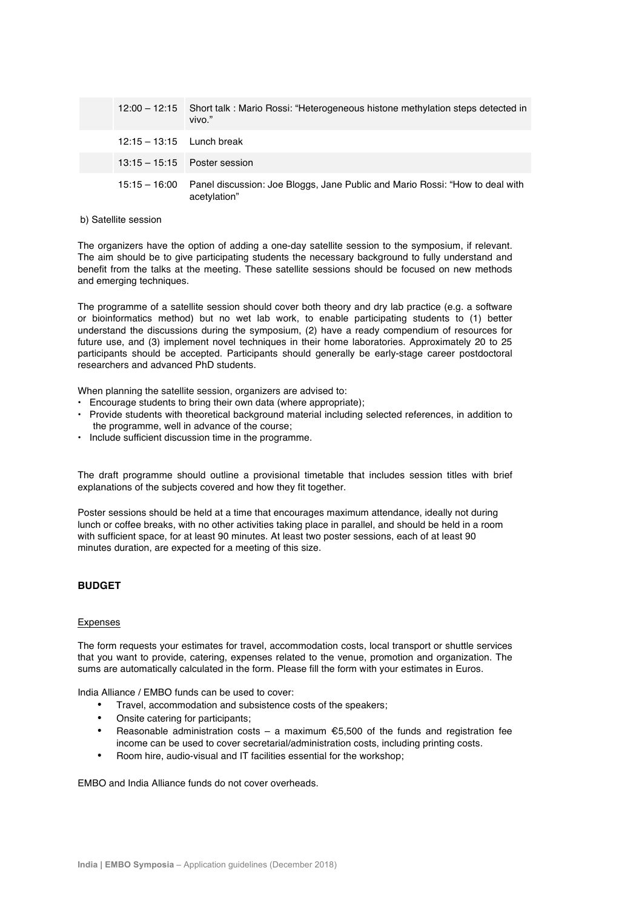| | |
|---|---|
| 12:00 – 12:15 | Short talk : Mario Rossi: "Heterogeneous histone methylation steps detected in vivo." |
| 12:15 – 13:15 | Lunch break |
| 13:15 – 15:15 | Poster session |
| 15:15 – 16:00 | Panel discussion: Joe Bloggs, Jane Public and Mario Rossi: "How to deal with acetylation" |

b) Satellite session

The organizers have the option of adding a one-day satellite session to the symposium, if relevant. The aim should be to give participating students the necessary background to fully understand and benefit from the talks at the meeting. These satellite sessions should be focused on new methods and emerging techniques.

The programme of a satellite session should cover both theory and dry lab practice (e.g. a software or bioinformatics method) but no wet lab work, to enable participating students to (1) better understand the discussions during the symposium, (2) have a ready compendium of resources for future use, and (3) implement novel techniques in their home laboratories. Approximately 20 to 25 participants should be accepted. Participants should generally be early-stage career postdoctoral researchers and advanced PhD students.

When planning the satellite session, organizers are advised to:

- Encourage students to bring their own data (where appropriate);
- Provide students with theoretical background material including selected references, in addition to the programme, well in advance of the course;
- Include sufficient discussion time in the programme.

The draft programme should outline a provisional timetable that includes session titles with brief explanations of the subjects covered and how they fit together.

Poster sessions should be held at a time that encourages maximum attendance, ideally not during lunch or coffee breaks, with no other activities taking place in parallel, and should be held in a room with sufficient space, for at least 90 minutes. At least two poster sessions, each of at least 90 minutes duration, are expected for a meeting of this size.

## BUDGET

Expenses

The form requests your estimates for travel, accommodation costs, local transport or shuttle services that you want to provide, catering, expenses related to the venue, promotion and organization. The sums are automatically calculated in the form. Please fill the form with your estimates in Euros.

India Alliance / EMBO funds can be used to cover:

- Travel, accommodation and subsistence costs of the speakers;
- Onsite catering for participants;
- Reasonable administration costs – a maximum €5,500 of the funds and registration fee income can be used to cover secretarial/administration costs, including printing costs.
- Room hire, audio-visual and IT facilities essential for the workshop;

EMBO and India Alliance funds do not cover overheads.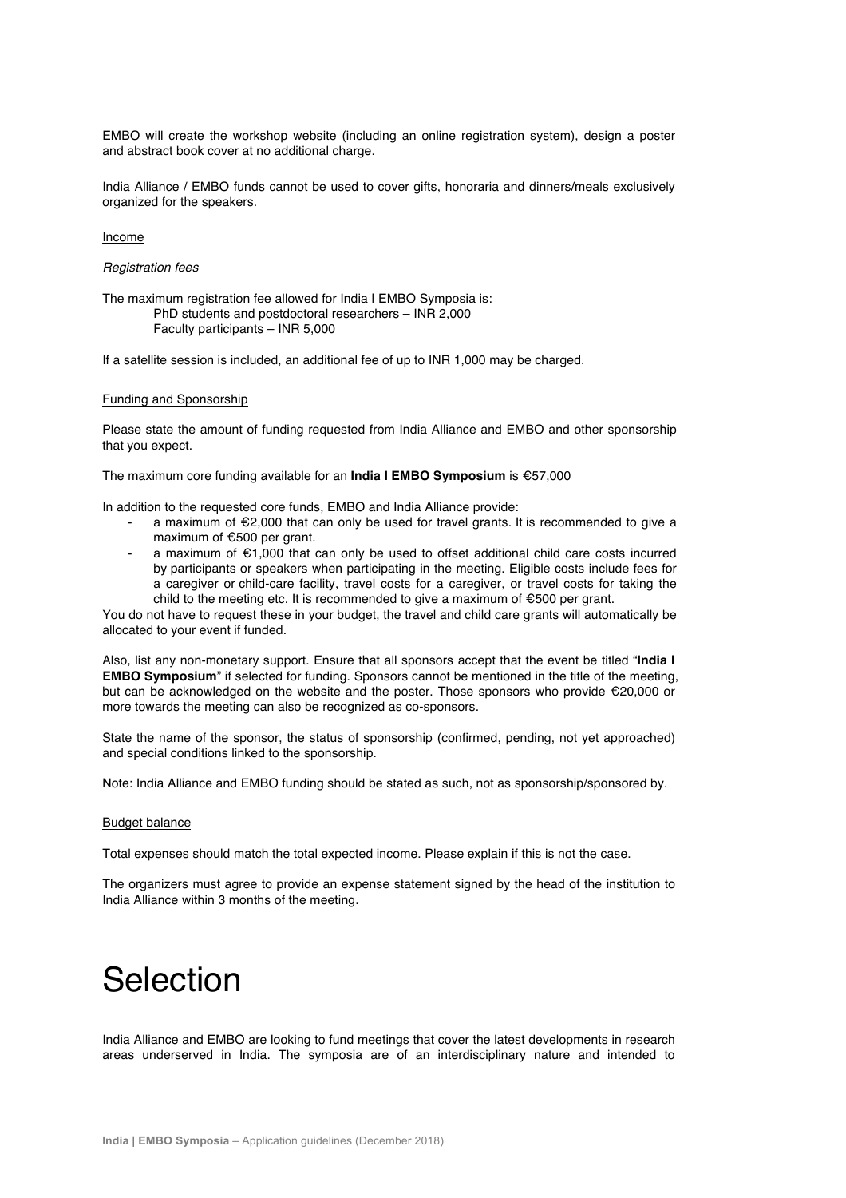EMBO will create the workshop website (including an online registration system), design a poster and abstract book cover at no additional charge.

India Alliance / EMBO funds cannot be used to cover gifts, honoraria and dinners/meals exclusively organized for the speakers.

<u>Income</u>

*Registration fees*

The maximum registration fee allowed for India | EMBO Symposia is:

PhD students and postdoctoral researchers – INR 2,000
Faculty participants – INR 5,000

If a satellite session is included, an additional fee of up to INR 1,000 may be charged.

<u>Funding and Sponsorship</u>

Please state the amount of funding requested from India Alliance and EMBO and other sponsorship that you expect.

The maximum core funding available for an **India I EMBO Symposium** is €57,000

In <u>addition</u> to the requested core funds, EMBO and India Alliance provide:

- a maximum of €2,000 that can only be used for travel grants. It is recommended to give a maximum of €500 per grant.
- a maximum of €1,000 that can only be used to offset additional child care costs incurred by participants or speakers when participating in the meeting. Eligible costs include fees for a caregiver or child-care facility, travel costs for a caregiver, or travel costs for taking the child to the meeting etc. It is recommended to give a maximum of €500 per grant.

You do not have to request these in your budget, the travel and child care grants will automatically be allocated to your event if funded.

Also, list any non-monetary support. Ensure that all sponsors accept that the event be titled "**India I EMBO Symposium**" if selected for funding. Sponsors cannot be mentioned in the title of the meeting, but can be acknowledged on the website and the poster. Those sponsors who provide €20,000 or more towards the meeting can also be recognized as co-sponsors.

State the name of the sponsor, the status of sponsorship (confirmed, pending, not yet approached) and special conditions linked to the sponsorship.

Note: India Alliance and EMBO funding should be stated as such, not as sponsorship/sponsored by.

<u>Budget balance</u>

Total expenses should match the total expected income. Please explain if this is not the case.

The organizers must agree to provide an expense statement signed by the head of the institution to India Alliance within 3 months of the meeting.

# Selection

India Alliance and EMBO are looking to fund meetings that cover the latest developments in research areas underserved in India. The symposia are of an interdisciplinary nature and intended to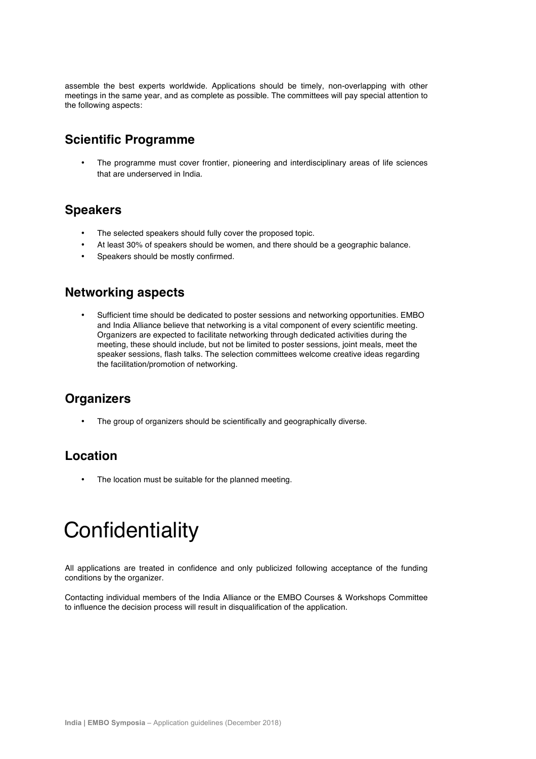assemble the best experts worldwide. Applications should be timely, non-overlapping with other meetings in the same year, and as complete as possible. The committees will pay special attention to the following aspects:

## Scientific Programme

- The programme must cover frontier, pioneering and interdisciplinary areas of life sciences that are underserved in India.

## Speakers

- The selected speakers should fully cover the proposed topic.
- At least 30% of speakers should be women, and there should be a geographic balance.
- Speakers should be mostly confirmed.

## Networking aspects

- Sufficient time should be dedicated to poster sessions and networking opportunities. EMBO and India Alliance believe that networking is a vital component of every scientific meeting. Organizers are expected to facilitate networking through dedicated activities during the meeting, these should include, but not be limited to poster sessions, joint meals, meet the speaker sessions, flash talks. The selection committees welcome creative ideas regarding the facilitation/promotion of networking.

## Organizers

- The group of organizers should be scientifically and geographically diverse.

## Location

- The location must be suitable for the planned meeting.

# Confidentiality

All applications are treated in confidence and only publicized following acceptance of the funding conditions by the organizer.

Contacting individual members of the India Alliance or the EMBO Courses & Workshops Committee to influence the decision process will result in disqualification of the application.